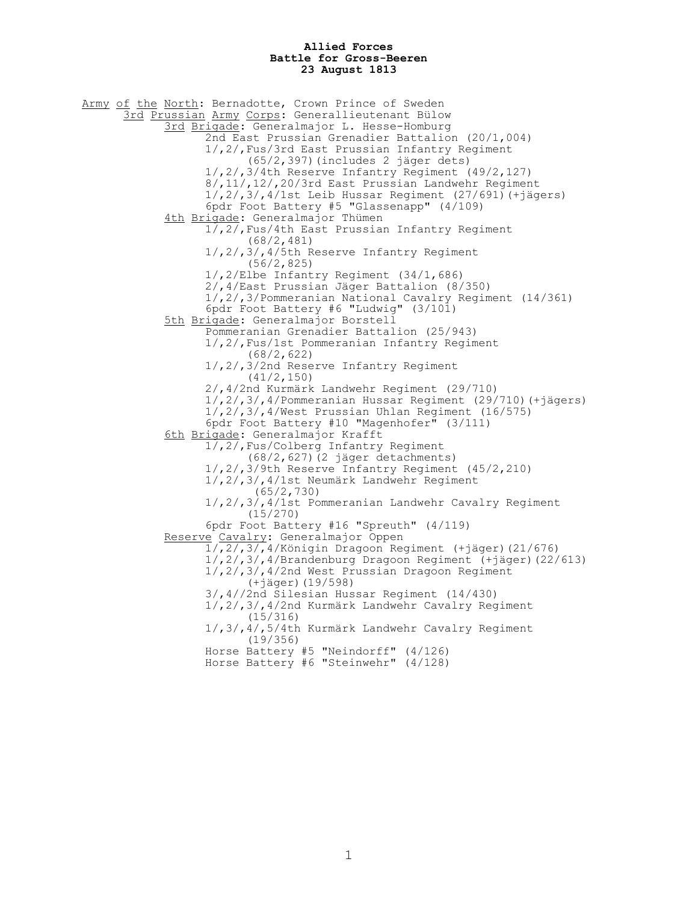**Allied Forces**
**Battle for Gross-Beeren**
**23 August 1813**

Army of the North: Bernadotte, Crown Prince of Sweden

- 3rd Prussian Army Corps: Generallieutenant Bülow
  - 3rd Brigade: Generalmajor L. Hesse-Homburg
    - 2nd East Prussian Grenadier Battalion (20/1,004)
    - 1/,2/,Fus/3rd East Prussian Infantry Regiment (65/2,397)(includes 2 jäger dets)
    - 1/,2/,3/4th Reserve Infantry Regiment (49/2,127)
    - 8/,11/,12/,20/3rd East Prussian Landwehr Regiment
    - 1/,2/,3/,4/1st Leib Hussar Regiment (27/691)(+jägers)
    - 6pdr Foot Battery #5 "Glassenapp" (4/109)
  - 4th Brigade: Generalmajor Thümen
    - 1/,2/,Fus/4th East Prussian Infantry Regiment (68/2,481)
    - 1/,2/,3/,4/5th Reserve Infantry Regiment (56/2,825)
    - 1/,2/Elbe Infantry Regiment (34/1,686)
    - 2/,4/East Prussian Jäger Battalion (8/350)
    - 1/,2/,3/Pommeranian National Cavalry Regiment (14/361)
    - 6pdr Foot Battery #6 "Ludwig" (3/101)
  - 5th Brigade: Generalmajor Borstell
    - Pommeranian Grenadier Battalion (25/943)
    - 1/,2/,Fus/1st Pommeranian Infantry Regiment (68/2,622)
    - 1/,2/,3/2nd Reserve Infantry Regiment (41/2,150)
    - 2/,4/2nd Kurmärk Landwehr Regiment (29/710)
    - 1/,2/,3/,4/Pommeranian Hussar Regiment (29/710)(+jägers)
    - 1/,2/,3/,4/West Prussian Uhlan Regiment (16/575)
    - 6pdr Foot Battery #10 "Magenhofer" (3/111)
  - 6th Brigade: Generalmajor Krafft
    - 1/,2/,Fus/Colberg Infantry Regiment (68/2,627)(2 jäger detachments)
    - 1/,2/,3/9th Reserve Infantry Regiment (45/2,210)
    - 1/,2/,3/,4/1st Neumärk Landwehr Regiment (65/2,730)
    - 1/,2/,3/,4/1st Pommeranian Landwehr Cavalry Regiment (15/270)
    - 6pdr Foot Battery #16 "Spreuth" (4/119)
  - Reserve Cavalry: Generalmajor Oppen
    - 1/,2/,3/,4/Königin Dragoon Regiment (+jäger)(21/676)
    - 1/,2/,3/,4/Brandenburg Dragoon Regiment (+jäger)(22/613)
    - 1/,2/,3/,4/2nd West Prussian Dragoon Regiment (+jäger)(19/598)
    - 3/,4//2nd Silesian Hussar Regiment (14/430)
    - 1/,2/,3/,4/2nd Kurmärk Landwehr Cavalry Regiment (15/316)
    - 1/,3/,4/,5/4th Kurmärk Landwehr Cavalry Regiment (19/356)
    - Horse Battery #5 "Neindorff" (4/126)
    - Horse Battery #6 "Steinwehr" (4/128)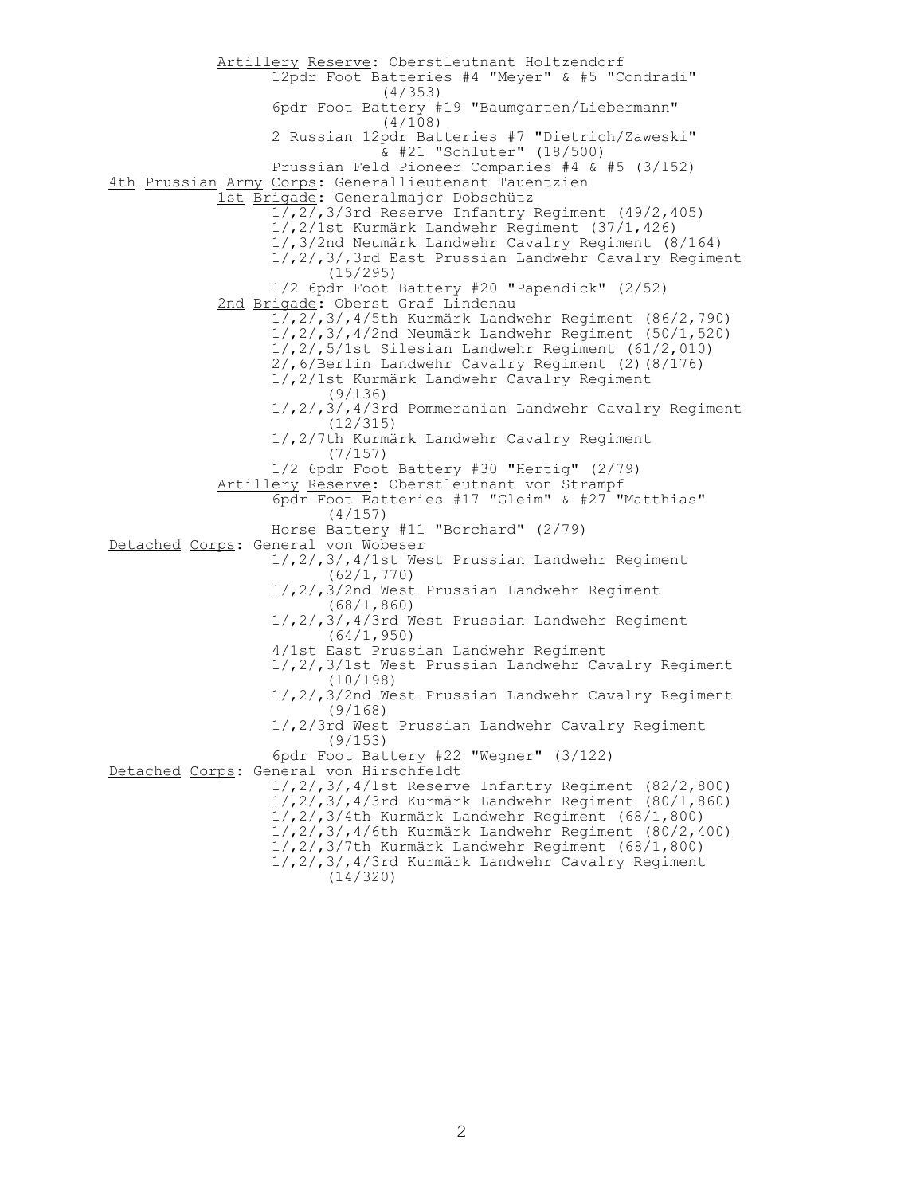Artillery Reserve: Oberstleutnant Holtzendorf

- 12pdr Foot Batteries #4 "Meyer" & #5 "Condradi" (4/353)
- 6pdr Foot Battery #19 "Baumgarten/Liebermann" (4/108)
- 2 Russian 12pdr Batteries #7 "Dietrich/Zaweski" & #21 "Schluter" (18/500)
- Prussian Feld Pioneer Companies #4 & #5 (3/152)

4th Prussian Army Corps: Generallieutenant Tauentzien

1st Brigade: Generalmajor Dobschütz

- 1/,2/,3/3rd Reserve Infantry Regiment (49/2,405)
- 1/,2/1st Kurmärk Landwehr Regiment (37/1,426)
- 1/,3/2nd Neumärk Landwehr Cavalry Regiment (8/164)
- 1/,2/,3/,3rd East Prussian Landwehr Cavalry Regiment (15/295)
- 1/2 6pdr Foot Battery #20 "Papendick" (2/52)

2nd Brigade: Oberst Graf Lindenau

- 1/,2/,3/,4/5th Kurmärk Landwehr Regiment (86/2,790)
- 1/,2/,3/,4/2nd Neumärk Landwehr Regiment (50/1,520)
- 1/,2/,5/1st Silesian Landwehr Regiment (61/2,010)
- 2/,6/Berlin Landwehr Cavalry Regiment (2)(8/176)
- 1/,2/1st Kurmärk Landwehr Cavalry Regiment (9/136)
- 1/,2/,3/,4/3rd Pommeranian Landwehr Cavalry Regiment (12/315)
- 1/,2/7th Kurmärk Landwehr Cavalry Regiment (7/157)
- 1/2 6pdr Foot Battery #30 "Hertig" (2/79)

Artillery Reserve: Oberstleutnant von Strampf

- 6pdr Foot Batteries #17 "Gleim" & #27 "Matthias" (4/157)
- Horse Battery #11 "Borchard" (2/79)

Detached Corps: General von Wobeser

- 1/,2/,3/,4/1st West Prussian Landwehr Regiment (62/1,770)
- 1/,2/,3/2nd West Prussian Landwehr Regiment (68/1,860)
- 1/,2/,3/,4/3rd West Prussian Landwehr Regiment (64/1,950)
- 4/1st East Prussian Landwehr Regiment
- 1/,2/,3/1st West Prussian Landwehr Cavalry Regiment (10/198)
- 1/,2/,3/2nd West Prussian Landwehr Cavalry Regiment (9/168)
- 1/,2/3rd West Prussian Landwehr Cavalry Regiment (9/153)
- 6pdr Foot Battery #22 "Wegner" (3/122)

Detached Corps: General von Hirschfeldt

- 1/,2/,3/,4/1st Reserve Infantry Regiment (82/2,800)
- 1/,2/,3/,4/3rd Kurmärk Landwehr Regiment (80/1,860)
- 1/,2/,3/4th Kurmärk Landwehr Regiment (68/1,800)
- 1/,2/,3/,4/6th Kurmärk Landwehr Regiment (80/2,400)
- 1/,2/,3/7th Kurmärk Landwehr Regiment (68/1,800)
- 1/,2/,3/,4/3rd Kurmärk Landwehr Cavalry Regiment (14/320)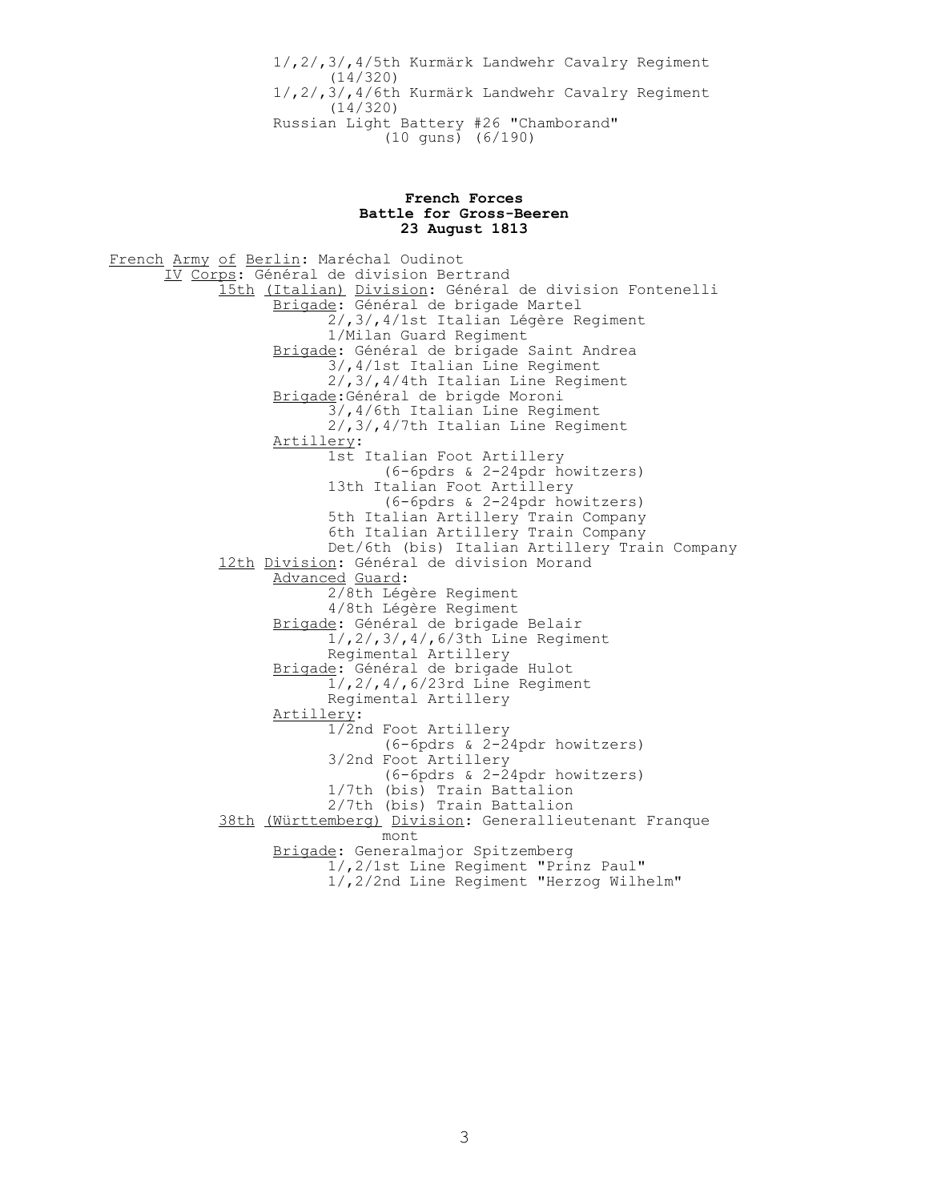1/,2/,3/,4/5th Kurmärk Landwehr Cavalry Regiment (14/320)
1/,2/,3/,4/6th Kurmärk Landwehr Cavalry Regiment (14/320)
Russian Light Battery #26 "Chamborand" (10 guns) (6/190)

**French Forces**
**Battle for Gross-Beeren**
**23 August 1813**

French Army of Berlin: Maréchal Oudinot

- IV Corps: Général de division Bertrand
  - 15th (Italian) Division: Général de division Fontenelli
    - Brigade: Général de brigade Martel
      - 2/,3/,4/1st Italian Légère Regiment
      - 1/Milan Guard Regiment
    - Brigade: Général de brigade Saint Andrea
      - 3/,4/1st Italian Line Regiment
      - 2/,3/,4/4th Italian Line Regiment
    - Brigade:Général de brigde Moroni
      - 3/,4/6th Italian Line Regiment
      - 2/,3/,4/7th Italian Line Regiment
    - Artillery:
      - 1st Italian Foot Artillery (6-6pdrs & 2-24pdr howitzers)
      - 13th Italian Foot Artillery (6-6pdrs & 2-24pdr howitzers)
      - 5th Italian Artillery Train Company
      - 6th Italian Artillery Train Company
      - Det/6th (bis) Italian Artillery Train Company
  - 12th Division: Général de division Morand
    - Advanced Guard:
      - 2/8th Légère Regiment
      - 4/8th Légère Regiment
    - Brigade: Général de brigade Belair
      - 1/,2/,3/,4/,6/3th Line Regiment
      - Regimental Artillery
    - Brigade: Général de brigade Hulot
      - 1/,2/,4/,6/23rd Line Regiment
      - Regimental Artillery
    - Artillery:
      - 1/2nd Foot Artillery (6-6pdrs & 2-24pdr howitzers)
      - 3/2nd Foot Artillery (6-6pdrs & 2-24pdr howitzers)
      - 1/7th (bis) Train Battalion
      - 2/7th (bis) Train Battalion
  - 38th (Württemberg) Division: Generallieutenant Franquemont
    - Brigade: Generalmajor Spitzemberg
      - 1/,2/1st Line Regiment "Prinz Paul"
      - 1/,2/2nd Line Regiment "Herzog Wilhelm"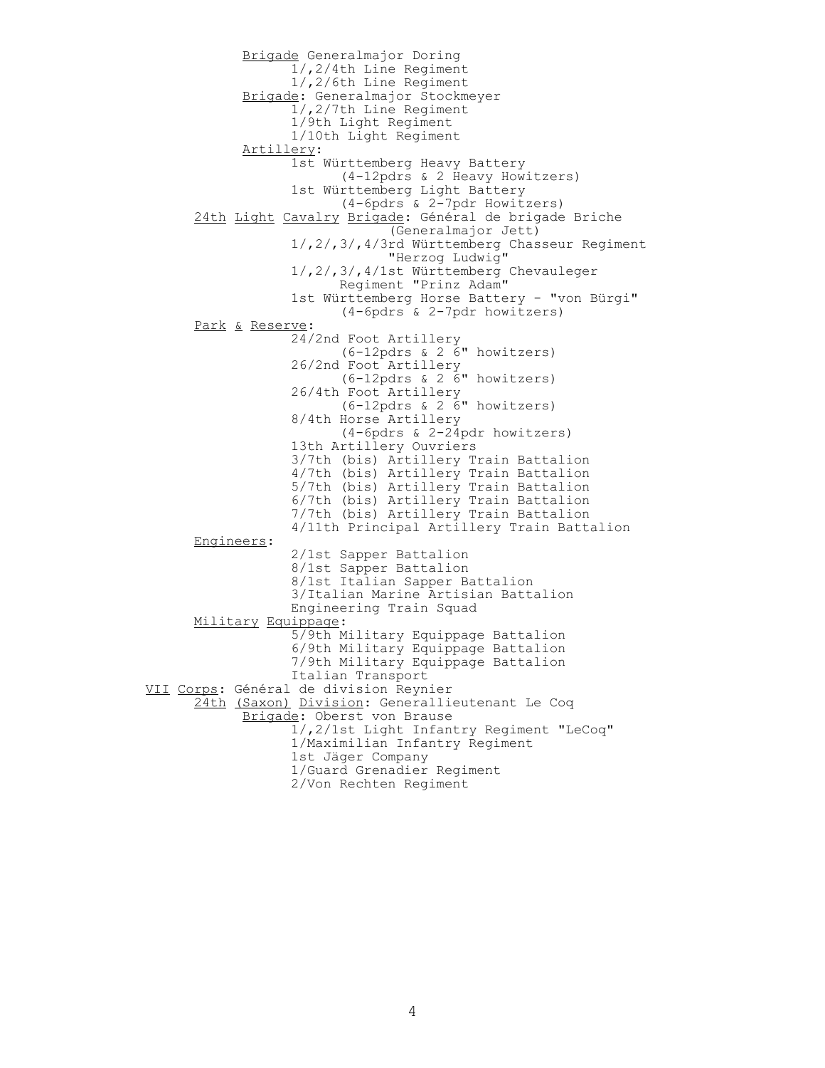Brigade Generalmajor Doring
- 1/,2/4th Line Regiment
- 1/,2/6th Line Regiment

Brigade: Generalmajor Stockmeyer
- 1/,2/7th Line Regiment
- 1/9th Light Regiment
- 1/10th Light Regiment

Artillery:
- 1st Württemberg Heavy Battery
  (4-12pdrs & 2 Heavy Howitzers)
- 1st Württemberg Light Battery
  (4-6pdrs & 2-7pdr Howitzers)

24th Light Cavalry Brigade: Général de brigade Briche
(Generalmajor Jett)
- 1/,2/,3/,4/3rd Württemberg Chasseur Regiment "Herzog Ludwig"
- 1/,2/,3/,4/1st Württemberg Chevauleger Regiment "Prinz Adam"
- 1st Württemberg Horse Battery - "von Bürgi"
  (4-6pdrs & 2-7pdr howitzers)

Park & Reserve:
- 24/2nd Foot Artillery
  (6-12pdrs & 2 6" howitzers)
- 26/2nd Foot Artillery
  (6-12pdrs & 2 6" howitzers)
- 26/4th Foot Artillery
  (6-12pdrs & 2 6" howitzers)
- 8/4th Horse Artillery
  (4-6pdrs & 2-24pdr howitzers)
- 13th Artillery Ouvriers
- 3/7th (bis) Artillery Train Battalion
- 4/7th (bis) Artillery Train Battalion
- 5/7th (bis) Artillery Train Battalion
- 6/7th (bis) Artillery Train Battalion
- 7/7th (bis) Artillery Train Battalion
- 4/11th Principal Artillery Train Battalion

Engineers:
- 2/1st Sapper Battalion
- 8/1st Sapper Battalion
- 8/1st Italian Sapper Battalion
- 3/Italian Marine Artisian Battalion
- Engineering Train Squad

Military Equippage:
- 5/9th Military Equippage Battalion
- 6/9th Military Equippage Battalion
- 7/9th Military Equippage Battalion
- Italian Transport

VII Corps: Général de division Reynier

24th (Saxon) Division: Generallieutenant Le Coq

Brigade: Oberst von Brause
- 1/,2/1st Light Infantry Regiment "LeCoq"
- 1/Maximilian Infantry Regiment
- 1st Jäger Company
- 1/Guard Grenadier Regiment
- 2/Von Rechten Regiment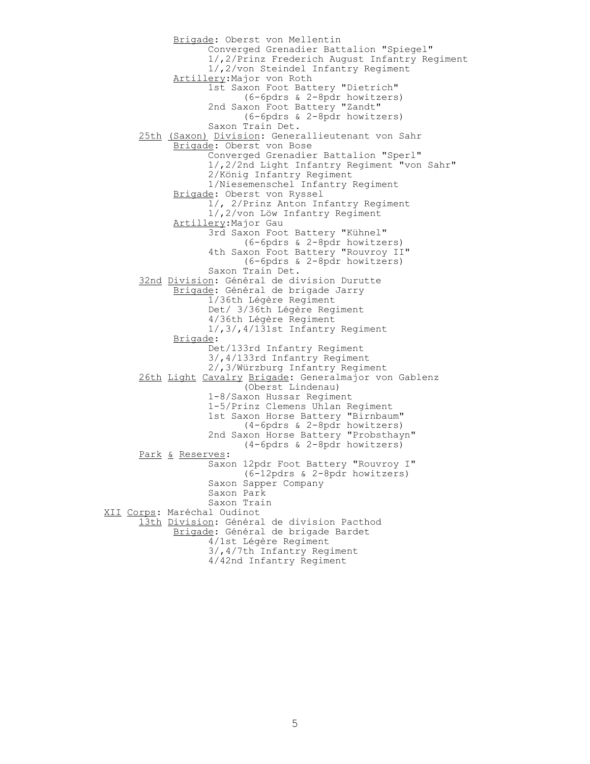<u>Brigade</u>: Oberst von Mellentin
- Converged Grenadier Battalion "Spiegel"
- 1/,2/Prinz Frederich August Infantry Regiment
- 1/,2/von Steindel Infantry Regiment

<u>Artillery</u>:Major von Roth
- 1st Saxon Foot Battery "Dietrich"
  - (6-6pdrs & 2-8pdr howitzers)
- 2nd Saxon Foot Battery "Zandt"
  - (6-6pdrs & 2-8pdr howitzers)
- Saxon Train Det.

<u>25th</u> <u>(Saxon)</u> <u>Division</u>: Generallieutenant von Sahr

<u>Brigade</u>: Oberst von Bose
- Converged Grenadier Battalion "Sperl"
- 1/,2/2nd Light Infantry Regiment "von Sahr"
- 2/König Infantry Regiment
- 1/Niesemenschel Infantry Regiment

<u>Brigade</u>: Oberst von Ryssel
- 1/, 2/Prinz Anton Infantry Regiment
- 1/,2/von Löw Infantry Regiment

<u>Artillery</u>:Major Gau
- 3rd Saxon Foot Battery "Kühnel"
  - (6-6pdrs & 2-8pdr howitzers)
- 4th Saxon Foot Battery "Rouvroy II"
  - (6-6pdrs & 2-8pdr howitzers)
- Saxon Train Det.

<u>32nd</u> <u>Division</u>: Général de division Durutte

<u>Brigade</u>: Général de brigade Jarry
- 1/36th Légère Regiment
- Det/ 3/36th Légère Regiment
- 4/36th Légère Regiment
- 1/,3/,4/131st Infantry Regiment

<u>Brigade</u>:
- Det/133rd Infantry Regiment
- 3/,4/133rd Infantry Regiment
- 2/,3/Würzburg Infantry Regiment

<u>26th</u> <u>Light</u> <u>Cavalry</u> <u>Brigade</u>: Generalmajor von Gablenz
(Oberst Lindenau)
- 1-8/Saxon Hussar Regiment
- 1-5/Prinz Clemens Uhlan Regiment
- 1st Saxon Horse Battery "Birnbaum"
  - (4-6pdrs & 2-8pdr howitzers)
- 2nd Saxon Horse Battery "Probsthayn"
  - (4-6pdrs & 2-8pdr howitzers)

<u>Park</u> <u>&</u> <u>Reserves</u>:
- Saxon 12pdr Foot Battery "Rouvroy I"
  - (6-12pdrs & 2-8pdr howitzers)
- Saxon Sapper Company
- Saxon Park
- Saxon Train

<u>XII</u> <u>Corps</u>: Maréchal Oudinot

<u>13th</u> <u>Division</u>: Général de division Pacthod

<u>Brigade</u>: Général de brigade Bardet
- 4/1st Légère Regiment
- 3/,4/7th Infantry Regiment
- 4/42nd Infantry Regiment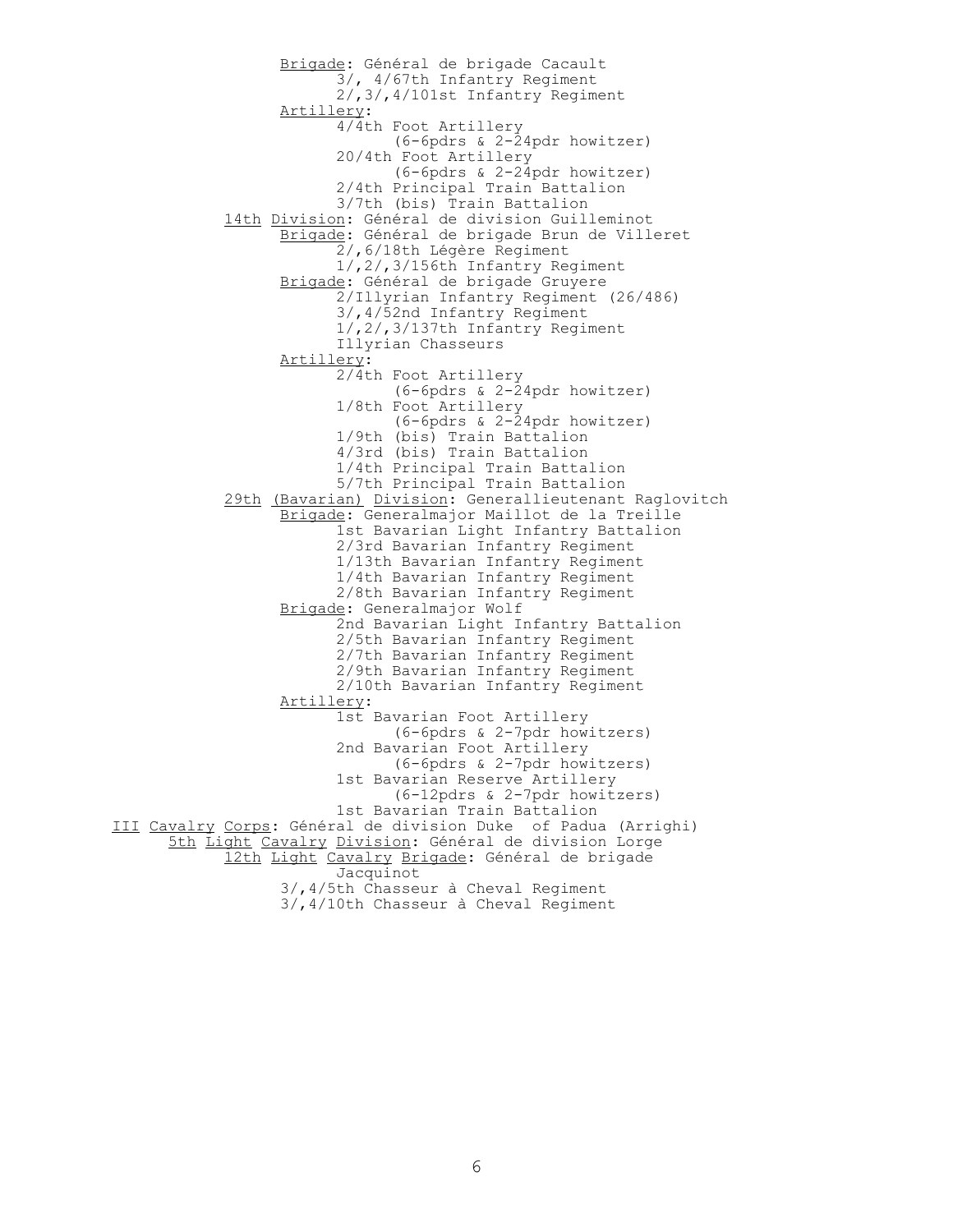Brigade: Général de brigade Cacault
- 3/, 4/67th Infantry Regiment
- 2/,3/,4/101st Infantry Regiment

Artillery:
- 4/4th Foot Artillery
  - (6-6pdrs & 2-24pdr howitzer)
- 20/4th Foot Artillery
  - (6-6pdrs & 2-24pdr howitzer)
- 2/4th Principal Train Battalion
- 3/7th (bis) Train Battalion

14th Division: Général de division Guilleminot

Brigade: Général de brigade Brun de Villeret
- 2/,6/18th Légère Regiment
- 1/,2/,3/156th Infantry Regiment

Brigade: Général de brigade Gruyere
- 2/Illyrian Infantry Regiment (26/486)
- 3/,4/52nd Infantry Regiment
- 1/,2/,3/137th Infantry Regiment
- Illyrian Chasseurs

Artillery:
- 2/4th Foot Artillery
  - (6-6pdrs & 2-24pdr howitzer)
- 1/8th Foot Artillery
  - (6-6pdrs & 2-24pdr howitzer)
- 1/9th (bis) Train Battalion
- 4/3rd (bis) Train Battalion
- 1/4th Principal Train Battalion
- 5/7th Principal Train Battalion

29th (Bavarian) Division: Generallieutenant Raglovitch

Brigade: Generalmajor Maillot de la Treille
- 1st Bavarian Light Infantry Battalion
- 2/3rd Bavarian Infantry Regiment
- 1/13th Bavarian Infantry Regiment
- 1/4th Bavarian Infantry Regiment
- 2/8th Bavarian Infantry Regiment

Brigade: Generalmajor Wolf
- 2nd Bavarian Light Infantry Battalion
- 2/5th Bavarian Infantry Regiment
- 2/7th Bavarian Infantry Regiment
- 2/9th Bavarian Infantry Regiment
- 2/10th Bavarian Infantry Regiment

Artillery:
- 1st Bavarian Foot Artillery
  - (6-6pdrs & 2-7pdr howitzers)
- 2nd Bavarian Foot Artillery
  - (6-6pdrs & 2-7pdr howitzers)
- 1st Bavarian Reserve Artillery
  - (6-12pdrs & 2-7pdr howitzers)
- 1st Bavarian Train Battalion

III Cavalry Corps: Général de division Duke of Padua (Arrighi)

5th Light Cavalry Division: Général de division Lorge

12th Light Cavalry Brigade: Général de brigade Jacquinot
- 3/,4/5th Chasseur à Cheval Regiment
- 3/,4/10th Chasseur à Cheval Regiment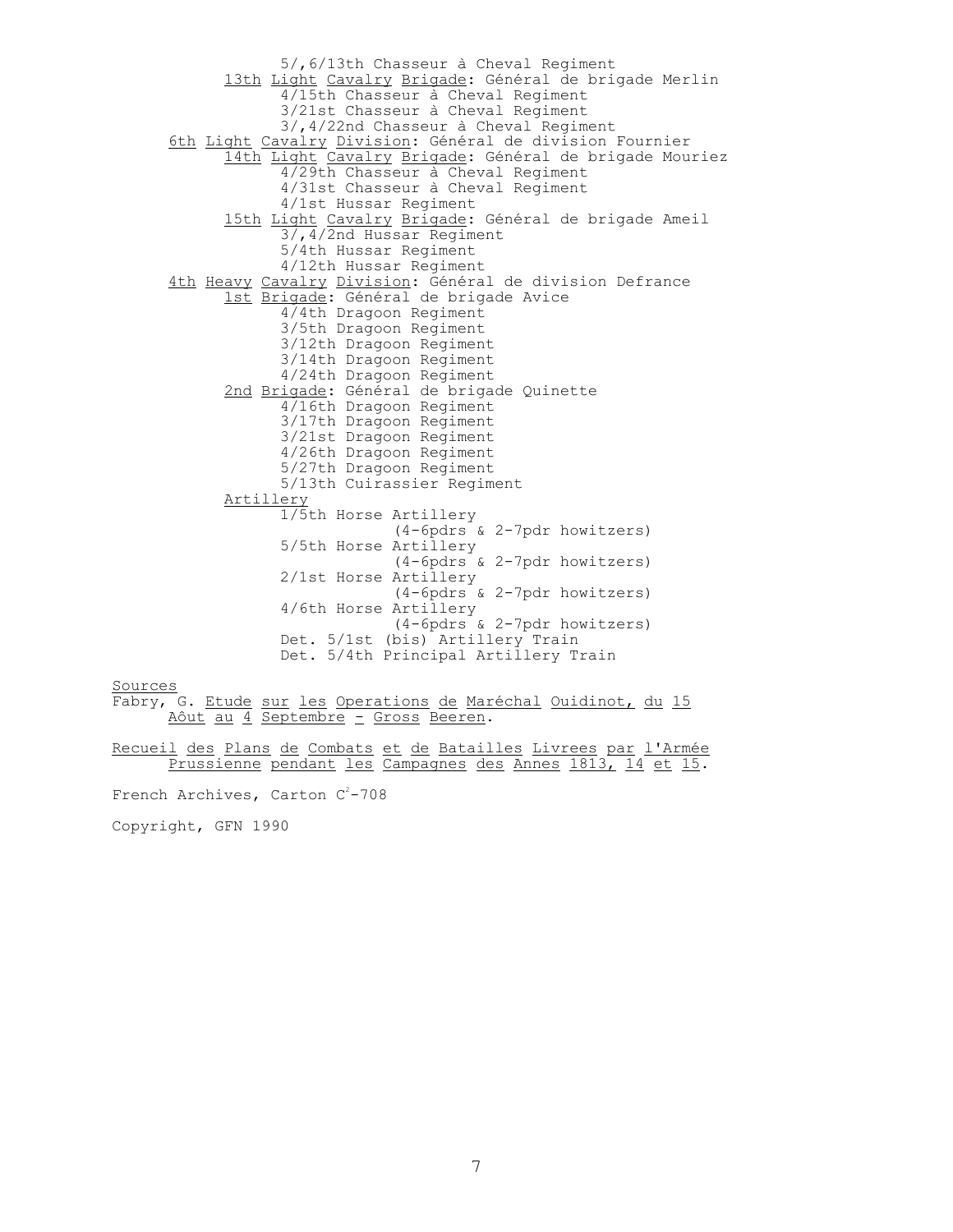5/,6/13th Chasseur à Cheval Regiment

13th Light Cavalry Brigade: Général de brigade Merlin

- 4/15th Chasseur à Cheval Regiment
- 3/21st Chasseur à Cheval Regiment
- 3/,4/22nd Chasseur à Cheval Regiment

6th Light Cavalry Division: Général de division Fournier

14th Light Cavalry Brigade: Général de brigade Mouriez

- 4/29th Chasseur à Cheval Regiment
- 4/31st Chasseur à Cheval Regiment
- 4/1st Hussar Regiment

15th Light Cavalry Brigade: Général de brigade Ameil

- 3/,4/2nd Hussar Regiment
- 5/4th Hussar Regiment
- 4/12th Hussar Regiment

4th Heavy Cavalry Division: Général de division Defrance

1st Brigade: Général de brigade Avice

- 4/4th Dragoon Regiment
- 3/5th Dragoon Regiment
- 3/12th Dragoon Regiment
- 3/14th Dragoon Regiment
- 4/24th Dragoon Regiment

2nd Brigade: Général de brigade Quinette

- 4/16th Dragoon Regiment
- 3/17th Dragoon Regiment
- 3/21st Dragoon Regiment
- 4/26th Dragoon Regiment
- 5/27th Dragoon Regiment
- 5/13th Cuirassier Regiment

Artillery

- 1/5th Horse Artillery (4-6pdrs & 2-7pdr howitzers)
- 5/5th Horse Artillery (4-6pdrs & 2-7pdr howitzers)
- 2/1st Horse Artillery (4-6pdrs & 2-7pdr howitzers)
- 4/6th Horse Artillery (4-6pdrs & 2-7pdr howitzers)
- Det. 5/1st (bis) Artillery Train
- Det. 5/4th Principal Artillery Train

Sources

Fabry, G. Etude sur les Operations de Maréchal Ouidinot, du 15 Aôut au 4 Septembre - Gross Beeren.

Recueil des Plans de Combats et de Batailles Livrees par l'Armée Prussienne pendant les Campagnes des Annes 1813, 14 et 15.

French Archives, Carton $C^2$-708

Copyright, GFN 1990